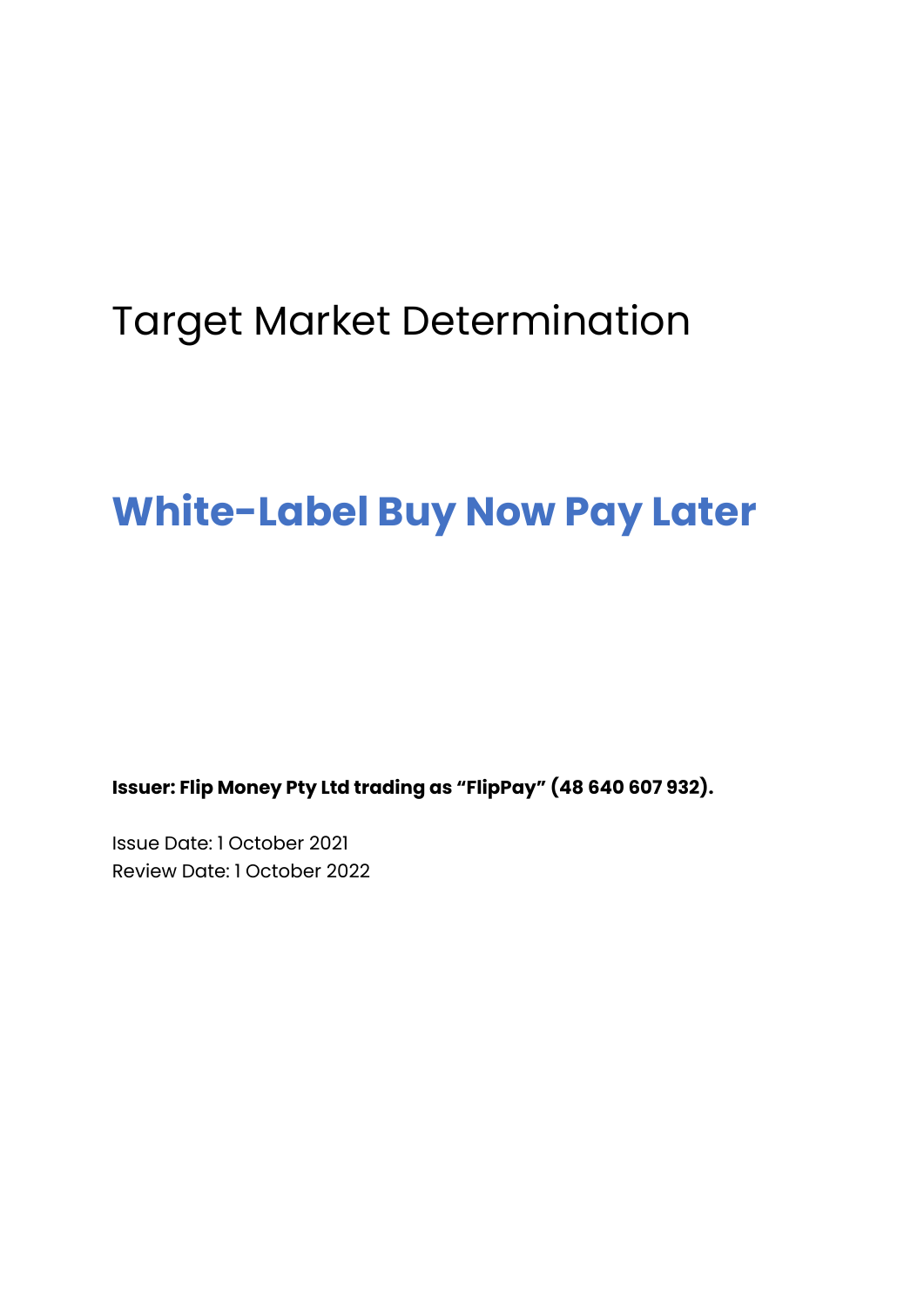# Target Market Determination

## White-Label Buy Now Pay Later

**Issuer: Flip Money Pty Ltd trading as "FlipPay" (48 640 607 932).**

Issue Date: 1 October 2021
Review Date: 1 October 2022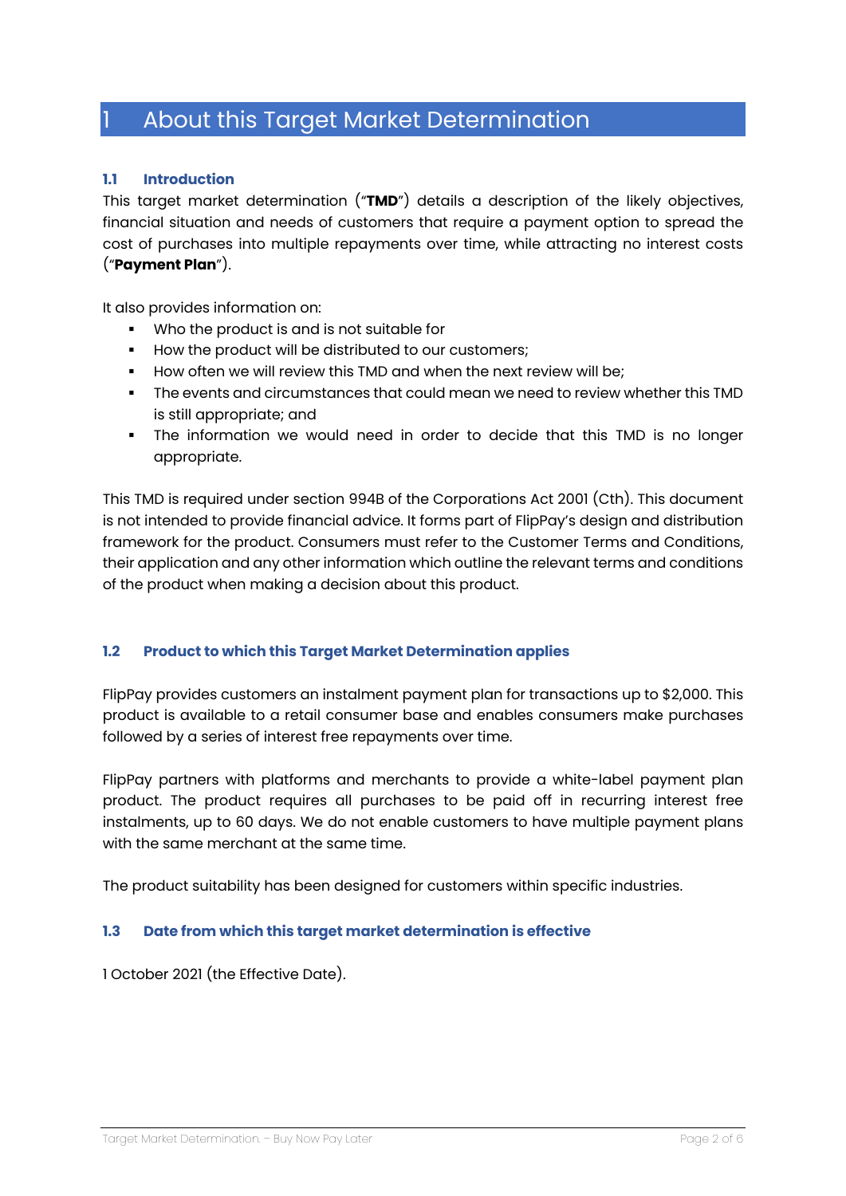# 1 About this Target Market Determination

### 1.1 Introduction

This target market determination ("**TMD**") details a description of the likely objectives, financial situation and needs of customers that require a payment option to spread the cost of purchases into multiple repayments over time, while attracting no interest costs ("**Payment Plan**").

It also provides information on:

- Who the product is and is not suitable for
- How the product will be distributed to our customers;
- How often we will review this TMD and when the next review will be;
- The events and circumstances that could mean we need to review whether this TMD is still appropriate; and
- The information we would need in order to decide that this TMD is no longer appropriate.

This TMD is required under section 994B of the Corporations Act 2001 (Cth). This document is not intended to provide financial advice. It forms part of FlipPay's design and distribution framework for the product. Consumers must refer to the Customer Terms and Conditions, their application and any other information which outline the relevant terms and conditions of the product when making a decision about this product.

### 1.2 Product to which this Target Market Determination applies

FlipPay provides customers an instalment payment plan for transactions up to $2,000. This product is available to a retail consumer base and enables consumers make purchases followed by a series of interest free repayments over time.

FlipPay partners with platforms and merchants to provide a white-label payment plan product. The product requires all purchases to be paid off in recurring interest free instalments, up to 60 days. We do not enable customers to have multiple payment plans with the same merchant at the same time.

The product suitability has been designed for customers within specific industries.

### 1.3 Date from which this target market determination is effective

1 October 2021 (the Effective Date).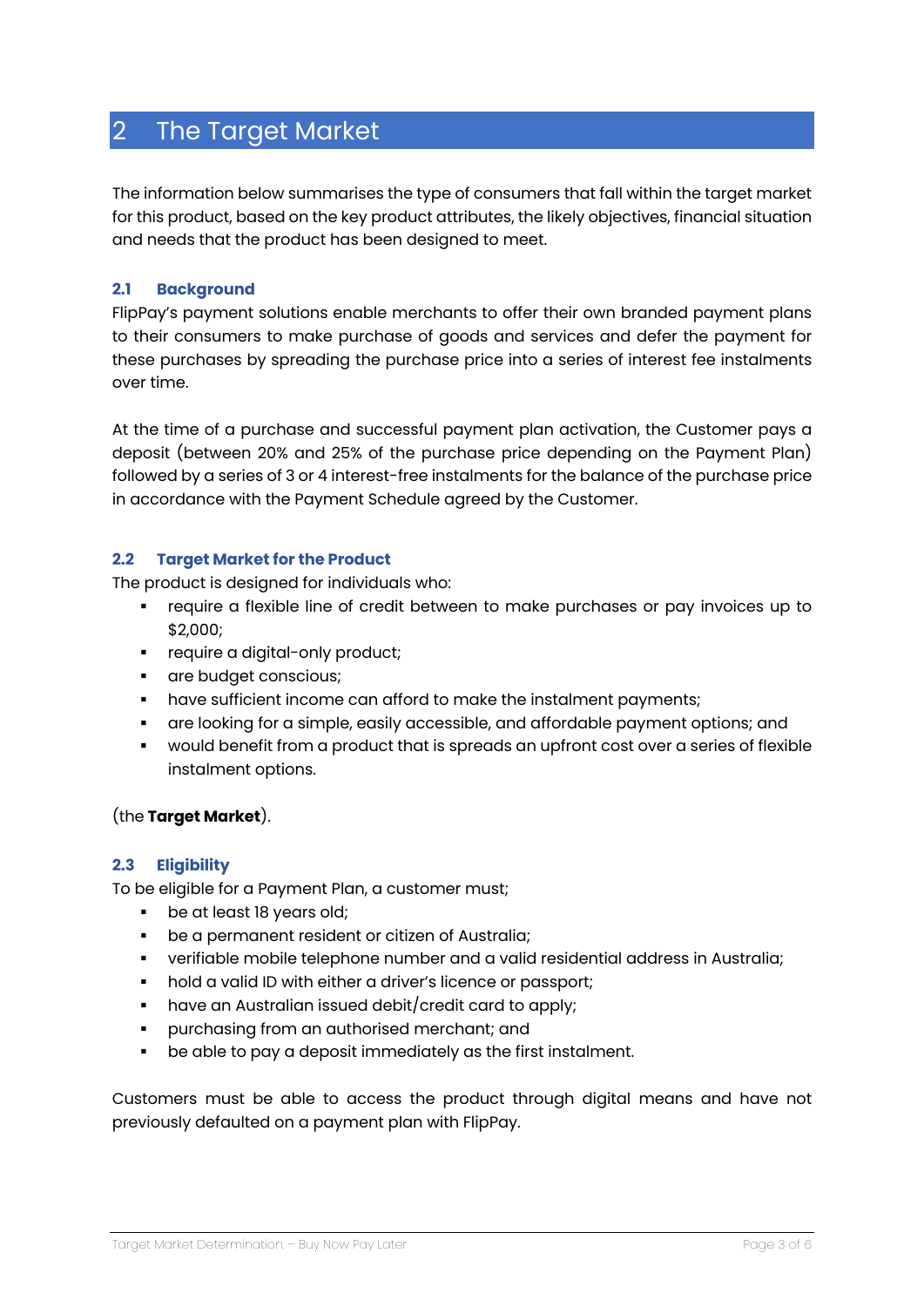## 2 The Target Market

The information below summarises the type of consumers that fall within the target market for this product, based on the key product attributes, the likely objectives, financial situation and needs that the product has been designed to meet.

### 2.1 Background

FlipPay's payment solutions enable merchants to offer their own branded payment plans to their consumers to make purchase of goods and services and defer the payment for these purchases by spreading the purchase price into a series of interest fee instalments over time.

At the time of a purchase and successful payment plan activation, the Customer pays a deposit (between 20% and 25% of the purchase price depending on the Payment Plan) followed by a series of 3 or 4 interest-free instalments for the balance of the purchase price in accordance with the Payment Schedule agreed by the Customer.

### 2.2 Target Market for the Product

The product is designed for individuals who:

- require a flexible line of credit between to make purchases or pay invoices up to $2,000;
- require a digital-only product;
- are budget conscious;
- have sufficient income can afford to make the instalment payments;
- are looking for a simple, easily accessible, and affordable payment options; and
- would benefit from a product that is spreads an upfront cost over a series of flexible instalment options.

(the **Target Market**).

### 2.3 Eligibility

To be eligible for a Payment Plan, a customer must;

- be at least 18 years old;
- be a permanent resident or citizen of Australia;
- verifiable mobile telephone number and a valid residential address in Australia;
- hold a valid ID with either a driver's licence or passport;
- have an Australian issued debit/credit card to apply;
- purchasing from an authorised merchant; and
- be able to pay a deposit immediately as the first instalment.

Customers must be able to access the product through digital means and have not previously defaulted on a payment plan with FlipPay.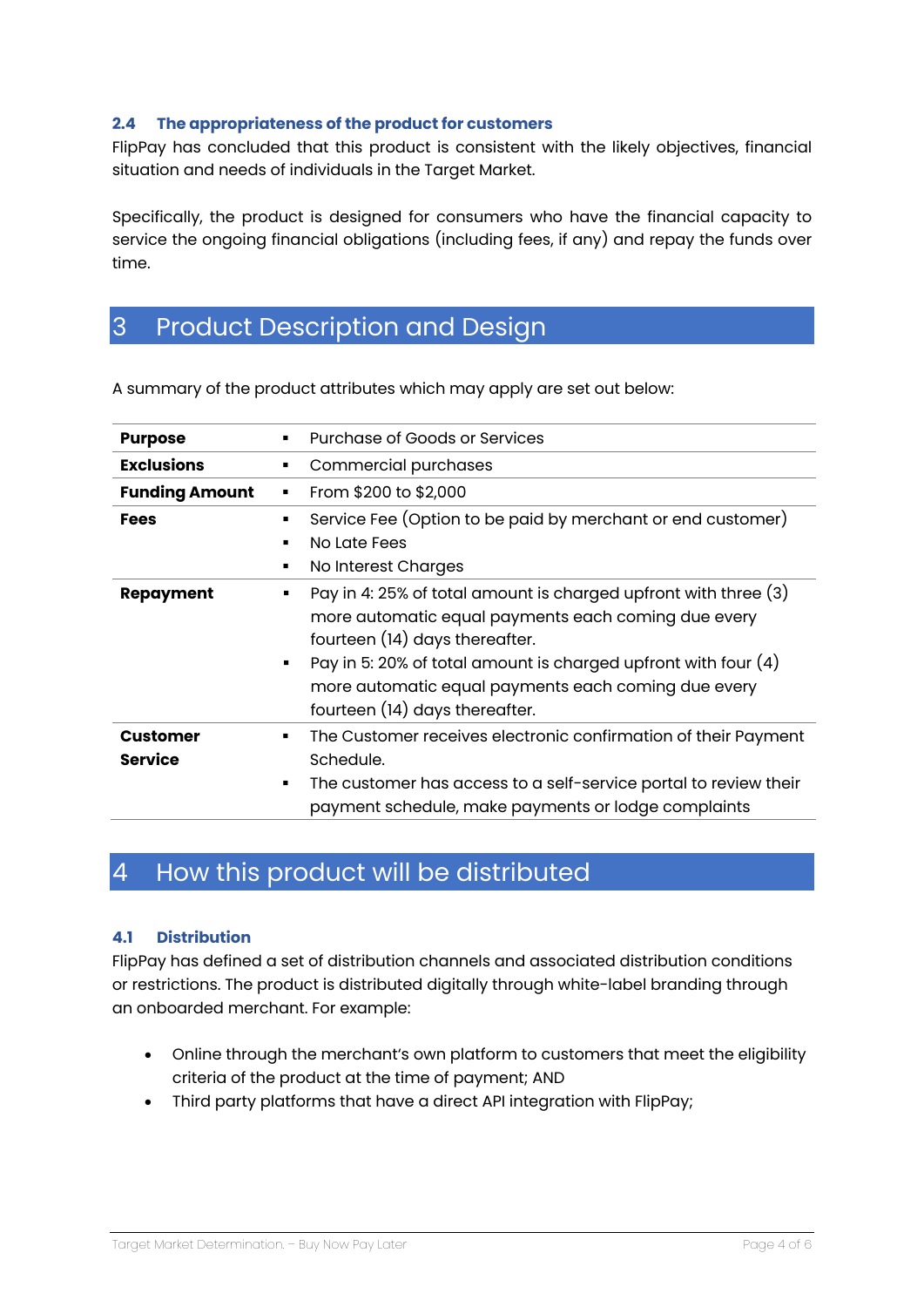### 2.4 The appropriateness of the product for customers

FlipPay has concluded that this product is consistent with the likely objectives, financial situation and needs of individuals in the Target Market.

Specifically, the product is designed for consumers who have the financial capacity to service the ongoing financial obligations (including fees, if any) and repay the funds over time.

## 3 Product Description and Design

A summary of the product attributes which may apply are set out below:

| | |
|---|---|
| **Purpose** | ▪ Purchase of Goods or Services |
| **Exclusions** | ▪ Commercial purchases |
| **Funding Amount** | ▪ From $200 to $2,000 |
| **Fees** | ▪ Service Fee (Option to be paid by merchant or end customer)<br>▪ No Late Fees<br>▪ No Interest Charges |
| **Repayment** | ▪ Pay in 4: 25% of total amount is charged upfront with three (3) more automatic equal payments each coming due every fourteen (14) days thereafter.<br>▪ Pay in 5: 20% of total amount is charged upfront with four (4) more automatic equal payments each coming due every fourteen (14) days thereafter. |
| **Customer Service** | ▪ The Customer receives electronic confirmation of their Payment Schedule.<br>▪ The customer has access to a self-service portal to review their payment schedule, make payments or lodge complaints |

## 4 How this product will be distributed

### 4.1 Distribution

FlipPay has defined a set of distribution channels and associated distribution conditions or restrictions. The product is distributed digitally through white-label branding through an onboarded merchant. For example:

- Online through the merchant's own platform to customers that meet the eligibility criteria of the product at the time of payment; AND
- Third party platforms that have a direct API integration with FlipPay;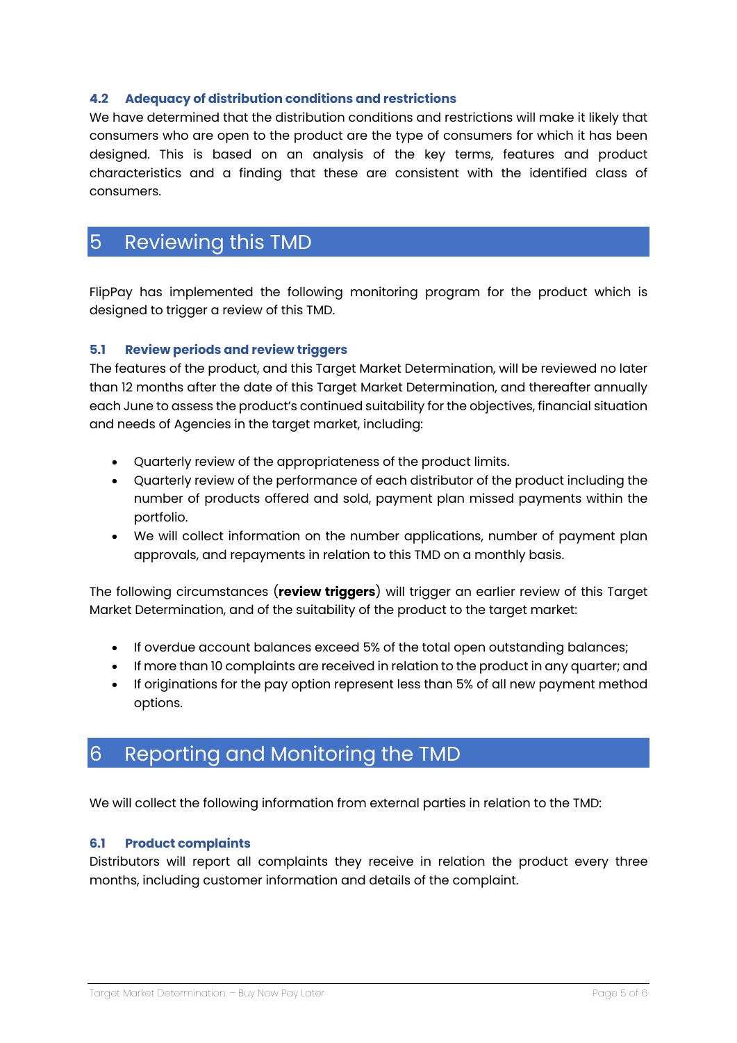### 4.2 Adequacy of distribution conditions and restrictions

We have determined that the distribution conditions and restrictions will make it likely that consumers who are open to the product are the type of consumers for which it has been designed. This is based on an analysis of the key terms, features and product characteristics and a finding that these are consistent with the identified class of consumers.

## 5 Reviewing this TMD

FlipPay has implemented the following monitoring program for the product which is designed to trigger a review of this TMD.

### 5.1 Review periods and review triggers

The features of the product, and this Target Market Determination, will be reviewed no later than 12 months after the date of this Target Market Determination, and thereafter annually each June to assess the product's continued suitability for the objectives, financial situation and needs of Agencies in the target market, including:

- Quarterly review of the appropriateness of the product limits.
- Quarterly review of the performance of each distributor of the product including the number of products offered and sold, payment plan missed payments within the portfolio.
- We will collect information on the number applications, number of payment plan approvals, and repayments in relation to this TMD on a monthly basis.

The following circumstances (**review triggers**) will trigger an earlier review of this Target Market Determination, and of the suitability of the product to the target market:

- If overdue account balances exceed 5% of the total open outstanding balances;
- If more than 10 complaints are received in relation to the product in any quarter; and
- If originations for the pay option represent less than 5% of all new payment method options.

## 6 Reporting and Monitoring the TMD

We will collect the following information from external parties in relation to the TMD:

### 6.1 Product complaints

Distributors will report all complaints they receive in relation the product every three months, including customer information and details of the complaint.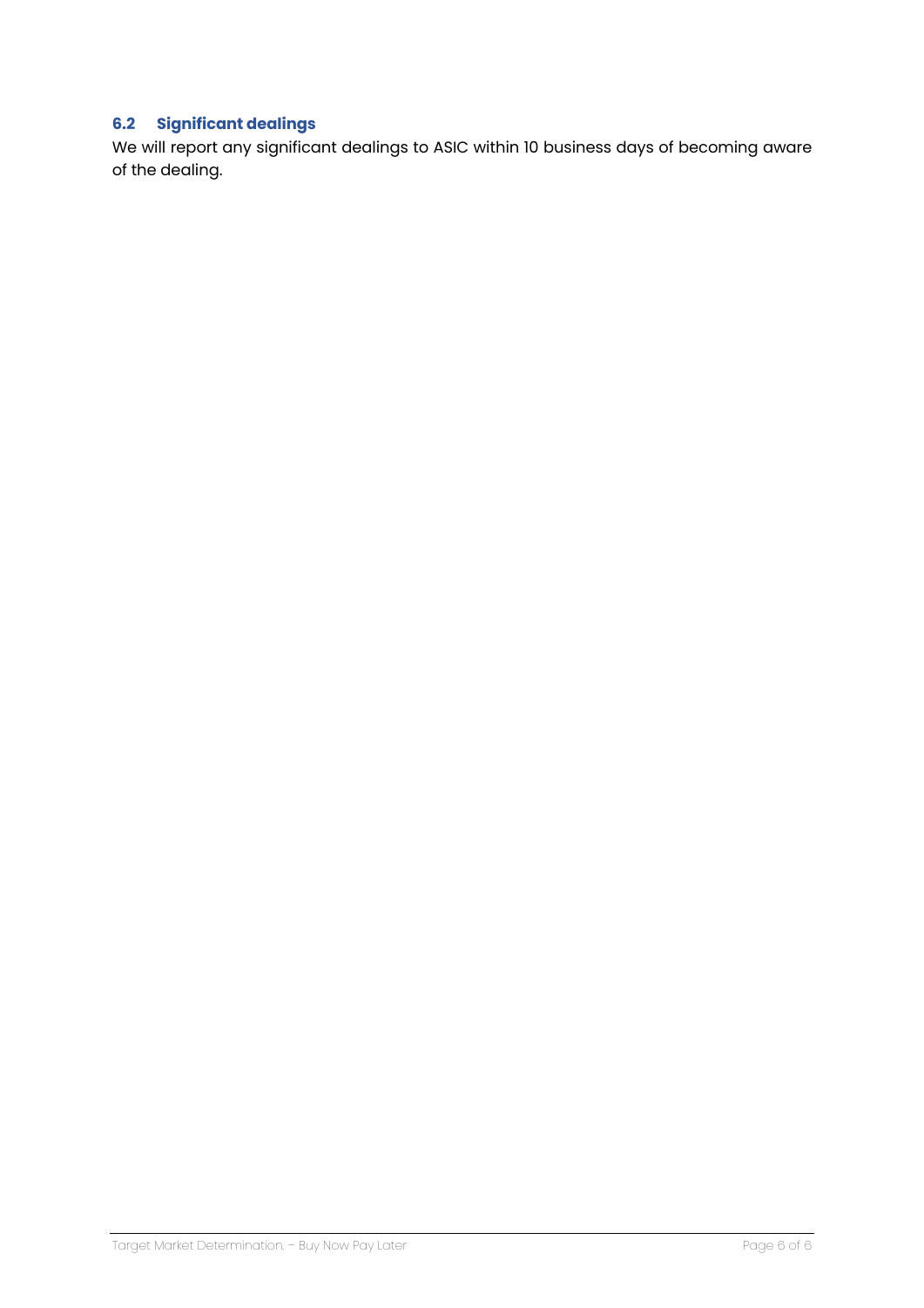### 6.2 Significant dealings

We will report any significant dealings to ASIC within 10 business days of becoming aware of the dealing.